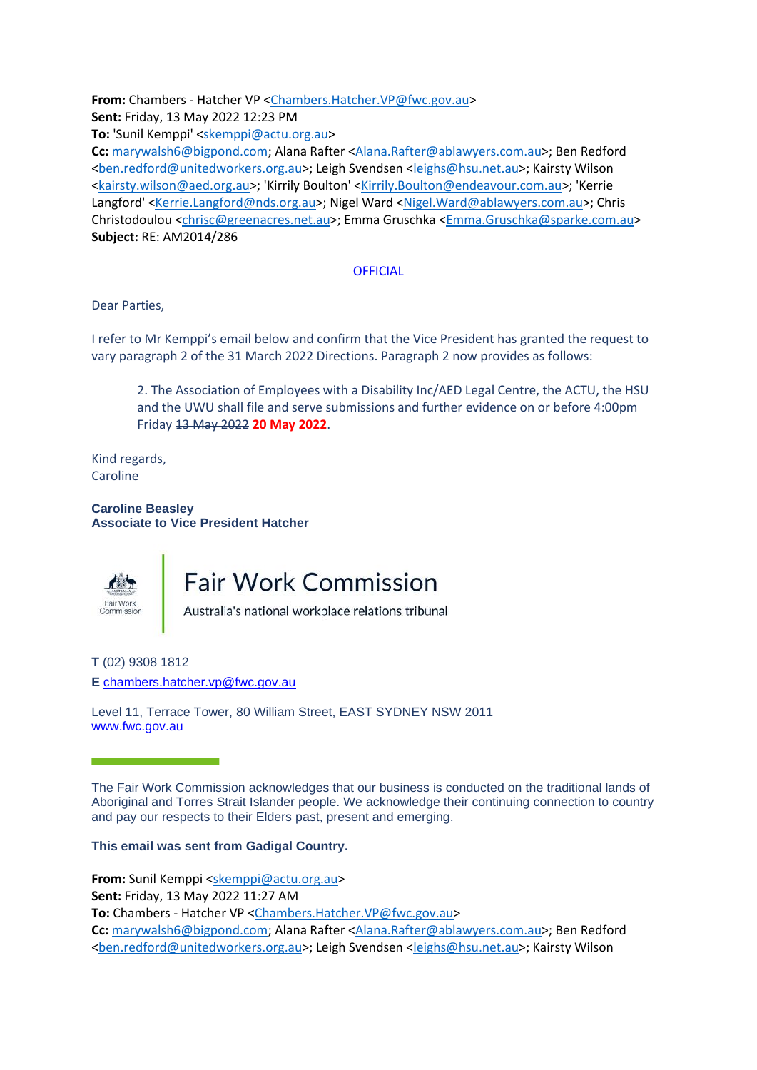**From:** Chambers - Hatcher VP <Chambers.Hatcher.VP@fwc.gov.au>
**Sent:** Friday, 13 May 2022 12:23 PM
**To:** 'Sunil Kemppi' <skemppi@actu.org.au>
**Cc:** marywalsh6@bigpond.com; Alana Rafter <Alana.Rafter@ablawyers.com.au>; Ben Redford <ben.redford@unitedworkers.org.au>; Leigh Svendsen <leighs@hsu.net.au>; Kairsty Wilson <kairsty.wilson@aed.org.au>; 'Kirrily Boulton' <Kirrily.Boulton@endeavour.com.au>; 'Kerrie Langford' <Kerrie.Langford@nds.org.au>; Nigel Ward <Nigel.Ward@ablawyers.com.au>; Chris Christodoulou <chrisc@greenacres.net.au>; Emma Gruschka <Emma.Gruschka@sparke.com.au>
**Subject:** RE: AM2014/286

OFFICIAL

Dear Parties,

I refer to Mr Kemppi's email below and confirm that the Vice President has granted the request to vary paragraph 2 of the 31 March 2022 Directions. Paragraph 2 now provides as follows:

> 2. The Association of Employees with a Disability Inc/AED Legal Centre, the ACTU, the HSU and the UWU shall file and serve submissions and further evidence on or before 4:00pm Friday ~~13 May 2022~~ **20 May 2022**.

Kind regards,
Caroline

**Caroline Beasley**
**Associate to Vice President Hatcher**

Fair Work Commission
Australia's national workplace relations tribunal

**T** (02) 9308 1812
**E** chambers.hatcher.vp@fwc.gov.au

Level 11, Terrace Tower, 80 William Street, EAST SYDNEY NSW 2011
www.fwc.gov.au

The Fair Work Commission acknowledges that our business is conducted on the traditional lands of Aboriginal and Torres Strait Islander people. We acknowledge their continuing connection to country and pay our respects to their Elders past, present and emerging.

**This email was sent from Gadigal Country.**

**From:** Sunil Kemppi <skemppi@actu.org.au>
**Sent:** Friday, 13 May 2022 11:27 AM
**To:** Chambers - Hatcher VP <Chambers.Hatcher.VP@fwc.gov.au>
**Cc:** marywalsh6@bigpond.com; Alana Rafter <Alana.Rafter@ablawyers.com.au>; Ben Redford <ben.redford@unitedworkers.org.au>; Leigh Svendsen <leighs@hsu.net.au>; Kairsty Wilson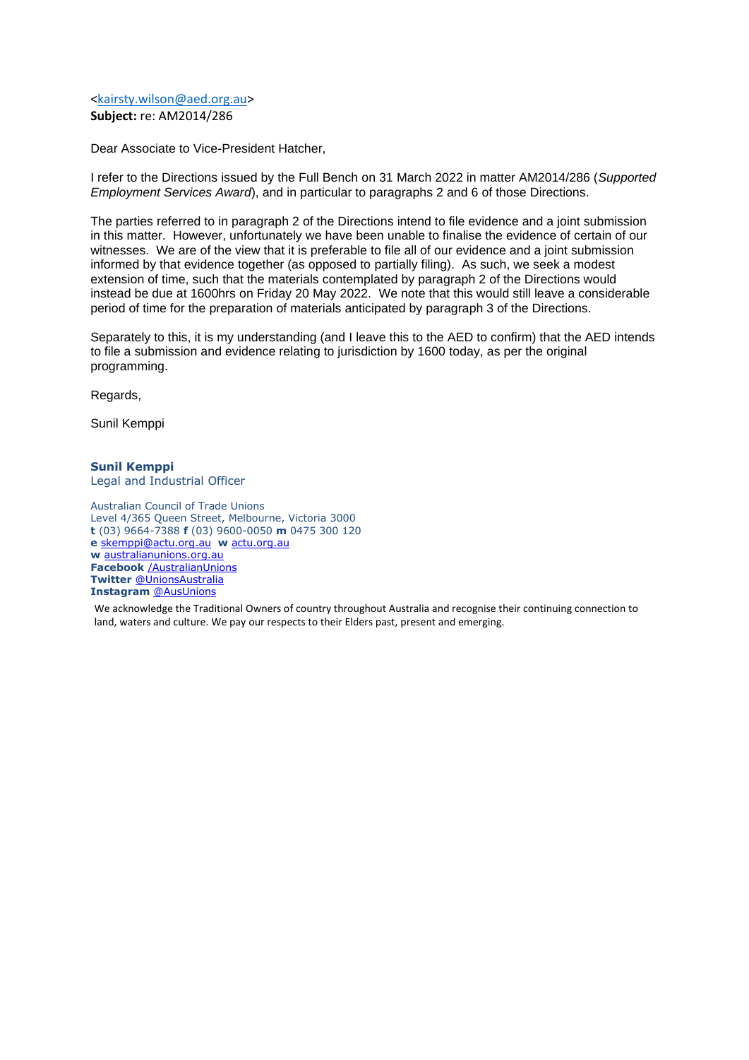<[kairsty.wilson@aed.org.au](mailto:kairsty.wilson@aed.org.au)>
**Subject:** re: AM2014/286

Dear Associate to Vice-President Hatcher,

I refer to the Directions issued by the Full Bench on 31 March 2022 in matter AM2014/286 (*Supported Employment Services Award*), and in particular to paragraphs 2 and 6 of those Directions.

The parties referred to in paragraph 2 of the Directions intend to file evidence and a joint submission in this matter. However, unfortunately we have been unable to finalise the evidence of certain of our witnesses. We are of the view that it is preferable to file all of our evidence and a joint submission informed by that evidence together (as opposed to partially filing). As such, we seek a modest extension of time, such that the materials contemplated by paragraph 2 of the Directions would instead be due at 1600hrs on Friday 20 May 2022. We note that this would still leave a considerable period of time for the preparation of materials anticipated by paragraph 3 of the Directions.

Separately to this, it is my understanding (and I leave this to the AED to confirm) that the AED intends to file a submission and evidence relating to jurisdiction by 1600 today, as per the original programming.

Regards,

Sunil Kemppi

**Sunil Kemppi**
Legal and Industrial Officer

Australian Council of Trade Unions
Level 4/365 Queen Street, Melbourne, Victoria 3000
**t** (03) 9664-7388 **f** (03) 9600-0050 **m** 0475 300 120
**e** [skemppi@actu.org.au](mailto:skemppi@actu.org.au) **w** [actu.org.au](http://actu.org.au)
**w** [australianunions.org.au](http://australianunions.org.au)
**Facebook** [/AustralianUnions](https://facebook.com/AustralianUnions)
**Twitter** [@UnionsAustralia](https://twitter.com/UnionsAustralia)
**Instagram** [@AusUnions](https://instagram.com/AusUnions)

We acknowledge the Traditional Owners of country throughout Australia and recognise their continuing connection to land, waters and culture. We pay our respects to their Elders past, present and emerging.